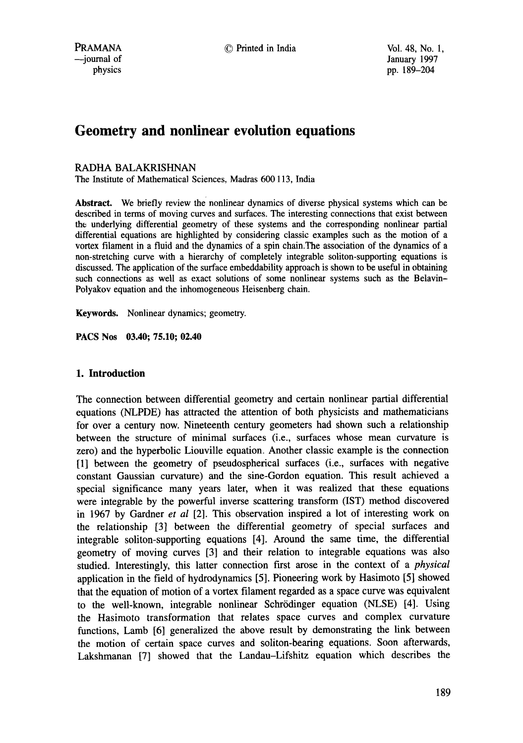# Geometry and nonlinear evolution equations

RADHA BALAKRISHNAN

The Institute of Mathematical Sciences, Madras 600 113, India

**Abstract.** We briefly review the nonlinear dynamics of diverse physical systems which can be described in terms of moving curves and surfaces. The interesting connections that exist between the underlying differential geometry of these systems and the corresponding nonlinear partial differential equations are highlighted by considering classic examples such as the motion of a vortex filament in a fluid and the dynamics of a spin chain.The association of the dynamics of a non-stretching curve with a hierarchy of completely integrable soliton-supporting equations is discussed. The application of the surface embeddability approach is shown to be useful in obtaining such connections as well as exact solutions of some nonlinear systems such as the Belavin–Polyakov equation and the inhomogeneous Heisenberg chain.

**Keywords.** Nonlinear dynamics; geometry.

**PACS Nos 03.40; 75.10; 02.40**

## 1. Introduction

The connection between differential geometry and certain nonlinear partial differential equations (NLPDE) has attracted the attention of both physicists and mathematicians for over a century now. Nineteenth century geometers had shown such a relationship between the structure of minimal surfaces (i.e., surfaces whose mean curvature is zero) and the hyperbolic Liouville equation. Another classic example is the connection [1] between the geometry of pseudospherical surfaces (i.e., surfaces with negative constant Gaussian curvature) and the sine-Gordon equation. This result achieved a special significance many years later, when it was realized that these equations were integrable by the powerful inverse scattering transform (IST) method discovered in 1967 by Gardner *et al* [2]. This observation inspired a lot of interesting work on the relationship [3] between the differential geometry of special surfaces and integrable soliton-supporting equations [4]. Around the same time, the differential geometry of moving curves [3] and their relation to integrable equations was also studied. Interestingly, this latter connection first arose in the context of a *physical* application in the field of hydrodynamics [5]. Pioneering work by Hasimoto [5] showed that the equation of motion of a vortex filament regarded as a space curve was equivalent to the well-known, integrable nonlinear Schrödinger equation (NLSE) [4]. Using the Hasimoto transformation that relates space curves and complex curvature functions, Lamb [6] generalized the above result by demonstrating the link between the motion of certain space curves and soliton-bearing equations. Soon afterwards, Lakshmanan [7] showed that the Landau–Lifshitz equation which describes the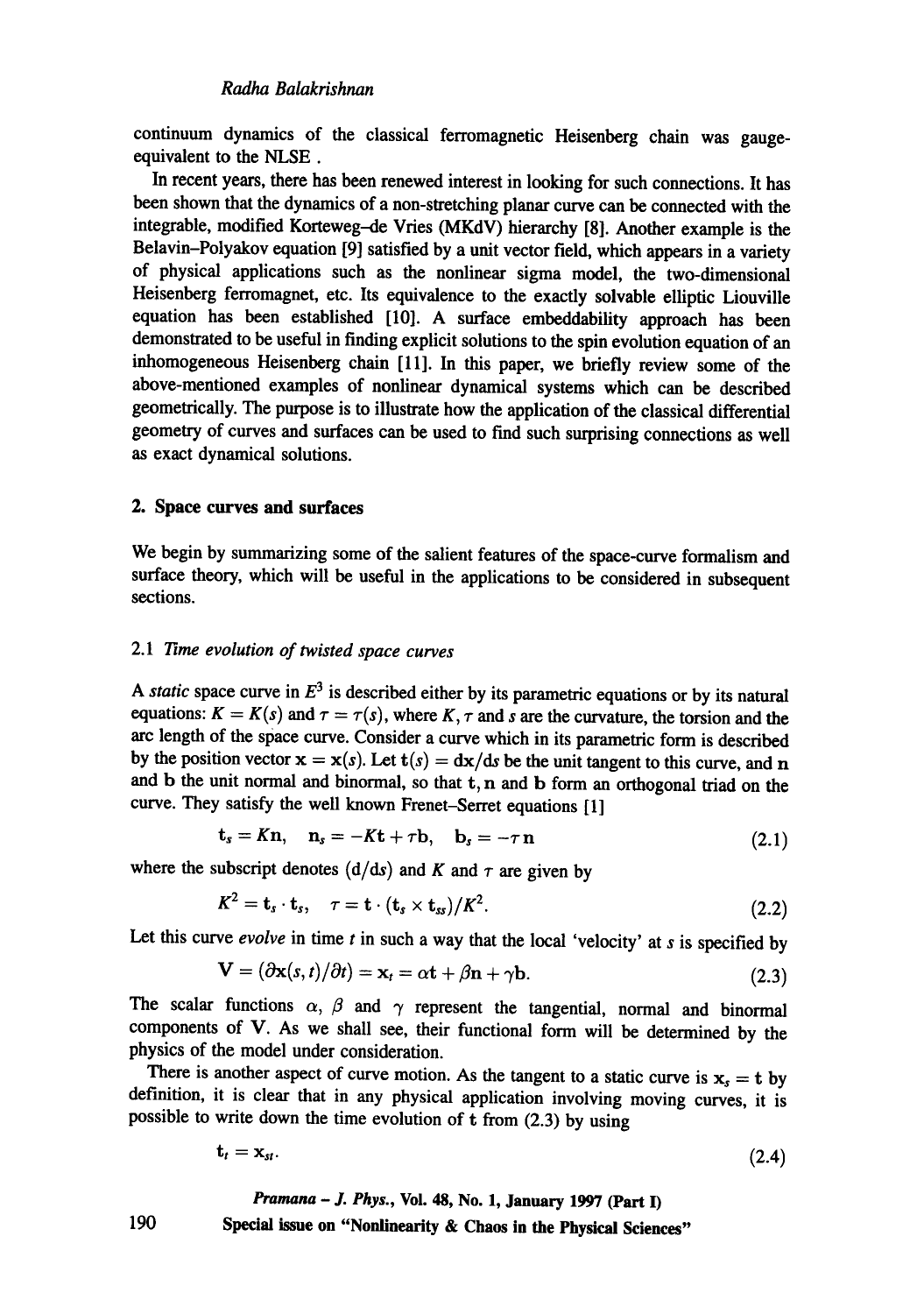continuum dynamics of the classical ferromagnetic Heisenberg chain was gauge-equivalent to the NLSE .

In recent years, there has been renewed interest in looking for such connections. It has been shown that the dynamics of a non-stretching planar curve can be connected with the integrable, modified Korteweg–de Vries (MKdV) hierarchy [8]. Another example is the Belavin–Polyakov equation [9] satisfied by a unit vector field, which appears in a variety of physical applications such as the nonlinear sigma model, the two-dimensional Heisenberg ferromagnet, etc. Its equivalence to the exactly solvable elliptic Liouville equation has been established [10]. A surface embeddability approach has been demonstrated to be useful in finding explicit solutions to the spin evolution equation of an inhomogeneous Heisenberg chain [11]. In this paper, we briefly review some of the above-mentioned examples of nonlinear dynamical systems which can be described geometrically. The purpose is to illustrate how the application of the classical differential geometry of curves and surfaces can be used to find such surprising connections as well as exact dynamical solutions.

## 2. Space curves and surfaces

We begin by summarizing some of the salient features of the space-curve formalism and surface theory, which will be useful in the applications to be considered in subsequent sections.

### 2.1 *Time evolution of twisted space curves*

A *static* space curve in $E^3$ is described either by its parametric equations or by its natural equations: $K = K(s)$ and $\tau = \tau(s)$, where $K$, $\tau$ and $s$ are the curvature, the torsion and the arc length of the space curve. Consider a curve which in its parametric form is described by the position vector $\mathbf{x} = \mathbf{x}(s)$. Let $\mathbf{t}(s) = \mathrm{d}\mathbf{x}/\mathrm{d}s$ be the unit tangent to this curve, and $\mathbf{n}$ and $\mathbf{b}$ the unit normal and binormal, so that $\mathbf{t}, \mathbf{n}$ and $\mathbf{b}$ form an orthogonal triad on the curve. They satisfy the well known Frenet–Serret equations [1]

$$\mathbf{t}_s = K\mathbf{n}, \quad \mathbf{n}_s = -K\mathbf{t} + \tau\mathbf{b}, \quad \mathbf{b}_s = -\tau\,\mathbf{n} \tag{2.1}$$

where the subscript denotes $(\mathrm{d}/\mathrm{d}s)$ and $K$ and $\tau$ are given by

$$K^2 = \mathbf{t}_s \cdot \mathbf{t}_s, \quad \tau = \mathbf{t} \cdot (\mathbf{t}_s \times \mathbf{t}_{ss})/K^2. \tag{2.2}$$

Let this curve *evolve* in time $t$ in such a way that the local 'velocity' at $s$ is specified by

$$\mathbf{V} = (\partial\mathbf{x}(s,t)/\partial t) = \mathbf{x}_t = \alpha\mathbf{t} + \beta\mathbf{n} + \gamma\mathbf{b}. \tag{2.3}$$

The scalar functions $\alpha$, $\beta$ and $\gamma$ represent the tangential, normal and binormal components of $\mathbf{V}$. As we shall see, their functional form will be determined by the physics of the model under consideration.

There is another aspect of curve motion. As the tangent to a static curve is $\mathbf{x}_s = \mathbf{t}$ by definition, it is clear that in any physical application involving moving curves, it is possible to write down the time evolution of $\mathbf{t}$ from (2.3) by using

$$\mathbf{t}_t = \mathbf{x}_{st}. \tag{2.4}$$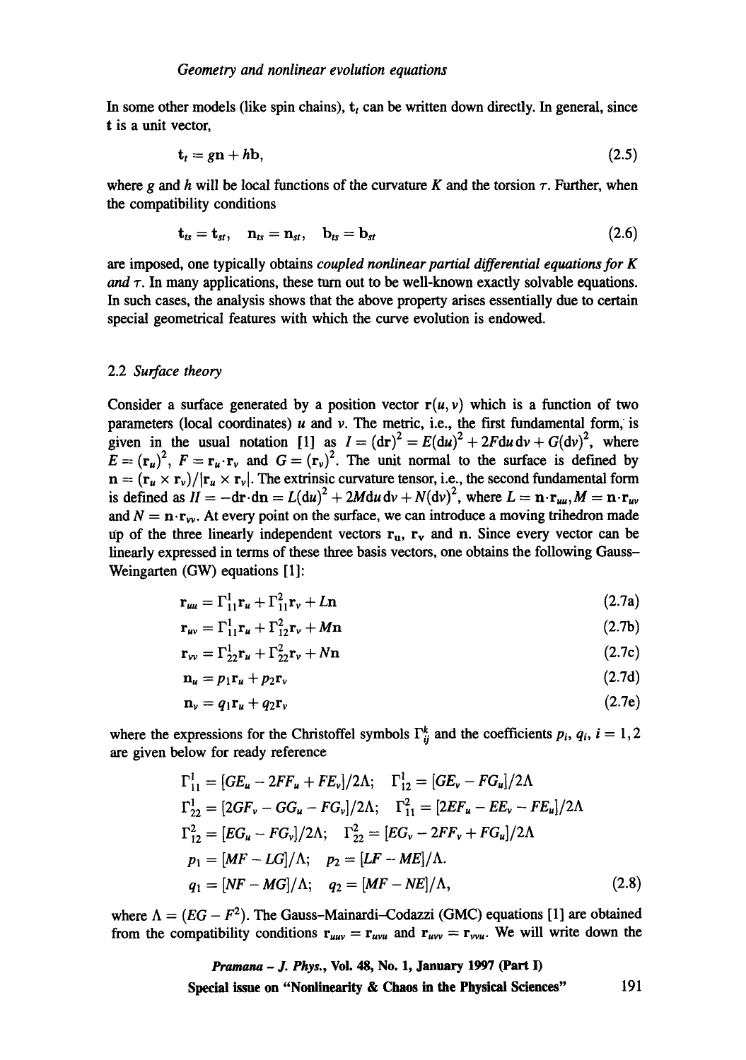In some other models (like spin chains), $\mathbf{t}_t$ can be written down directly. In general, since $\mathbf{t}$ is a unit vector,

$$\mathbf{t}_t = g\mathbf{n} + h\mathbf{b}, \tag{2.5}$$

where $g$ and $h$ will be local functions of the curvature $K$ and the torsion $\tau$. Further, when the compatibility conditions

$$\mathbf{t}_{ts} = \mathbf{t}_{st}, \quad \mathbf{n}_{ts} = \mathbf{n}_{st}, \quad \mathbf{b}_{ts} = \mathbf{b}_{st} \tag{2.6}$$

are imposed, one typically obtains *coupled nonlinear partial differential equations for $K$ and $\tau$*. In many applications, these turn out to be well-known exactly solvable equations. In such cases, the analysis shows that the above property arises essentially due to certain special geometrical features with which the curve evolution is endowed.

### 2.2 *Surface theory*

Consider a surface generated by a position vector $\mathbf{r}(u, v)$ which is a function of two parameters (local coordinates) $u$ and $v$. The metric, i.e., the first fundamental form, is given in the usual notation [1] as $I = (\mathrm{d}\mathbf{r})^2 = E(\mathrm{d}u)^2 + 2F\mathrm{d}u\,\mathrm{d}v + G(\mathrm{d}v)^2$, where $E = (\mathbf{r}_u)^2$, $F = \mathbf{r}_u \cdot \mathbf{r}_v$ and $G = (\mathbf{r}_v)^2$. The unit normal to the surface is defined by $\mathbf{n} = (\mathbf{r}_u \times \mathbf{r}_v)/|\mathbf{r}_u \times \mathbf{r}_v|$. The extrinsic curvature tensor, i.e., the second fundamental form is defined as $II = -\mathrm{d}\mathbf{r}\cdot\mathrm{d}\mathbf{n} = L(\mathrm{d}u)^2 + 2M\mathrm{d}u\,\mathrm{d}v + N(\mathrm{d}v)^2$, where $L = \mathbf{n}\cdot\mathbf{r}_{uu}, M = \mathbf{n}\cdot\mathbf{r}_{uv}$ and $N = \mathbf{n}\cdot\mathbf{r}_{vv}$. At every point on the surface, we can introduce a moving trihedron made up of the three linearly independent vectors $\mathbf{r}_u$, $\mathbf{r}_v$ and $\mathbf{n}$. Since every vector can be linearly expressed in terms of these three basis vectors, one obtains the following Gauss–Weingarten (GW) equations [1]:

$$\mathbf{r}_{uu} = \Gamma^1_{11}\mathbf{r}_u + \Gamma^2_{11}\mathbf{r}_v + L\mathbf{n} \tag{2.7a}$$

$$\mathbf{r}_{uv} = \Gamma^1_{11}\mathbf{r}_u + \Gamma^2_{12}\mathbf{r}_v + M\mathbf{n} \tag{2.7b}$$

$$\mathbf{r}_{vv} = \Gamma^1_{22}\mathbf{r}_u + \Gamma^2_{22}\mathbf{r}_v + N\mathbf{n} \tag{2.7c}$$

$$\mathbf{n}_u = p_1\mathbf{r}_u + p_2\mathbf{r}_v \tag{2.7d}$$

$$\mathbf{n}_v = q_1\mathbf{r}_u + q_2\mathbf{r}_v \tag{2.7e}$$

where the expressions for the Christoffel symbols $\Gamma^k_{ij}$ and the coefficients $p_i$, $q_i$, $i = 1, 2$ are given below for ready reference

$$\Gamma^1_{11} = [GE_u - 2FF_u + FE_v]/2\Lambda; \quad \Gamma^1_{12} = [GE_v - FG_u]/2\Lambda$$

$$\Gamma^1_{22} = [2GF_v - GG_u - FG_v]/2\Lambda; \quad \Gamma^2_{11} = [2EF_u - EE_v - FE_u]/2\Lambda$$

$$\Gamma^2_{12} = [EG_u - FG_v]/2\Lambda; \quad \Gamma^2_{22} = [EG_v - 2FF_v + FG_u]/2\Lambda$$

$$p_1 = [MF - LG]/\Lambda; \quad p_2 = [LF - ME]/\Lambda.$$

$$q_1 = [NF - MG]/\Lambda; \quad q_2 = [MF - NE]/\Lambda, \tag{2.8}$$

where $\Lambda = (EG - F^2)$. The Gauss-Mainardi–Codazzi (GMC) equations [1] are obtained from the compatibility conditions $\mathbf{r}_{uuv} = \mathbf{r}_{uvu}$ and $\mathbf{r}_{uvv} = \mathbf{r}_{vvu}$. We will write down the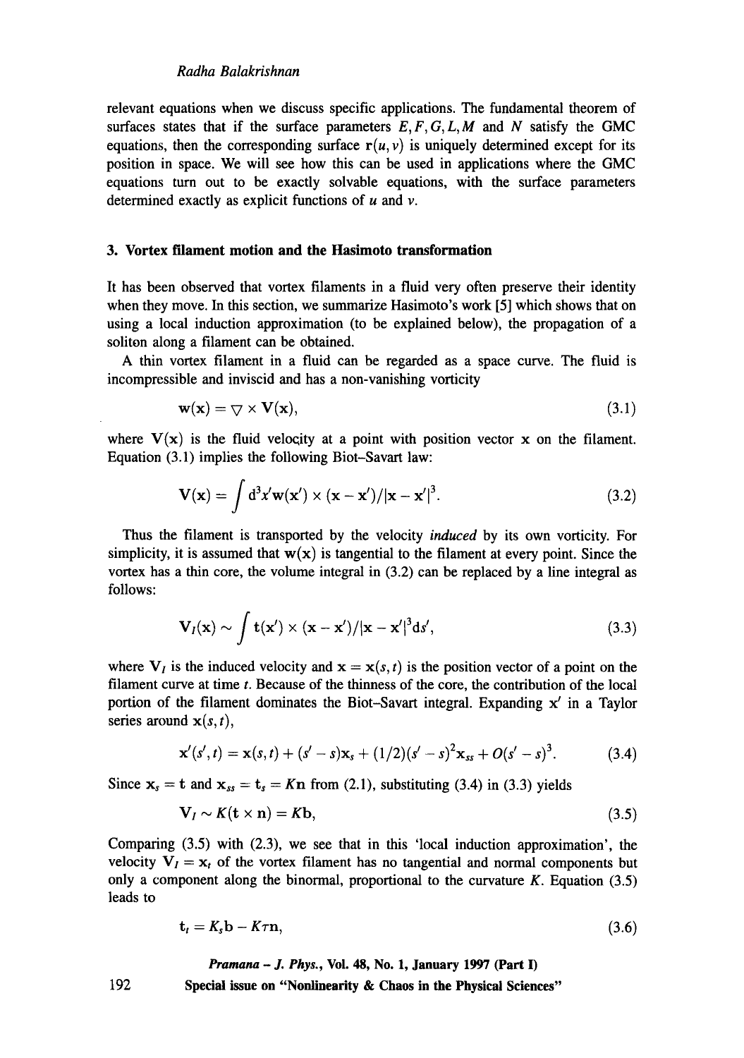relevant equations when we discuss specific applications. The fundamental theorem of surfaces states that if the surface parameters $E, F, G, L, M$ and $N$ satisfy the GMC equations, then the corresponding surface $\mathbf{r}(u, v)$ is uniquely determined except for its position in space. We will see how this can be used in applications where the GMC equations turn out to be exactly solvable equations, with the surface parameters determined exactly as explicit functions of $u$ and $v$.

## 3. Vortex filament motion and the Hasimoto transformation

It has been observed that vortex filaments in a fluid very often preserve their identity when they move. In this section, we summarize Hasimoto's work [5] which shows that on using a local induction approximation (to be explained below), the propagation of a soliton along a filament can be obtained.

A thin vortex filament in a fluid can be regarded as a space curve. The fluid is incompressible and inviscid and has a non-vanishing vorticity

$$\mathbf{w}(\mathbf{x}) = \nabla \times \mathbf{V}(\mathbf{x}), \tag{3.1}$$

where $\mathbf{V}(\mathbf{x})$ is the fluid velocity at a point with position vector $\mathbf{x}$ on the filament. Equation (3.1) implies the following Biot–Savart law:

$$\mathbf{V}(\mathbf{x}) = \int \mathrm{d}^3x' \mathbf{w}(\mathbf{x}') \times (\mathbf{x} - \mathbf{x}')/|\mathbf{x} - \mathbf{x}'|^3. \tag{3.2}$$

Thus the filament is transported by the velocity *induced* by its own vorticity. For simplicity, it is assumed that $\mathbf{w}(\mathbf{x})$ is tangential to the filament at every point. Since the vortex has a thin core, the volume integral in (3.2) can be replaced by a line integral as follows:

$$\mathbf{V}_I(\mathbf{x}) \sim \int \mathbf{t}(\mathbf{x}') \times (\mathbf{x} - \mathbf{x}')/|\mathbf{x} - \mathbf{x}'|^3 \mathrm{d}s', \tag{3.3}$$

where $\mathbf{V}_I$ is the induced velocity and $\mathbf{x} = \mathbf{x}(s, t)$ is the position vector of a point on the filament curve at time $t$. Because of the thinness of the core, the contribution of the local portion of the filament dominates the Biot–Savart integral. Expanding $\mathbf{x}'$ in a Taylor series around $\mathbf{x}(s, t)$,

$$\mathbf{x}'(s', t) = \mathbf{x}(s, t) + (s' - s)\mathbf{x}_s + (1/2)(s' - s)^2\mathbf{x}_{ss} + O(s' - s)^3. \tag{3.4}$$

Since $\mathbf{x}_s = \mathbf{t}$ and $\mathbf{x}_{ss} = \mathbf{t}_s = K\mathbf{n}$ from (2.1), substituting (3.4) in (3.3) yields

$$\mathbf{V}_I \sim K(\mathbf{t} \times \mathbf{n}) = K\mathbf{b}, \tag{3.5}$$

Comparing (3.5) with (2.3), we see that in this 'local induction approximation', the velocity $\mathbf{V}_I = \mathbf{x}_t$ of the vortex filament has no tangential and normal components but only a component along the binormal, proportional to the curvature $K$. Equation (3.5) leads to

$$\mathbf{t}_t = K_s\mathbf{b} - K\tau\mathbf{n}, \tag{3.6}$$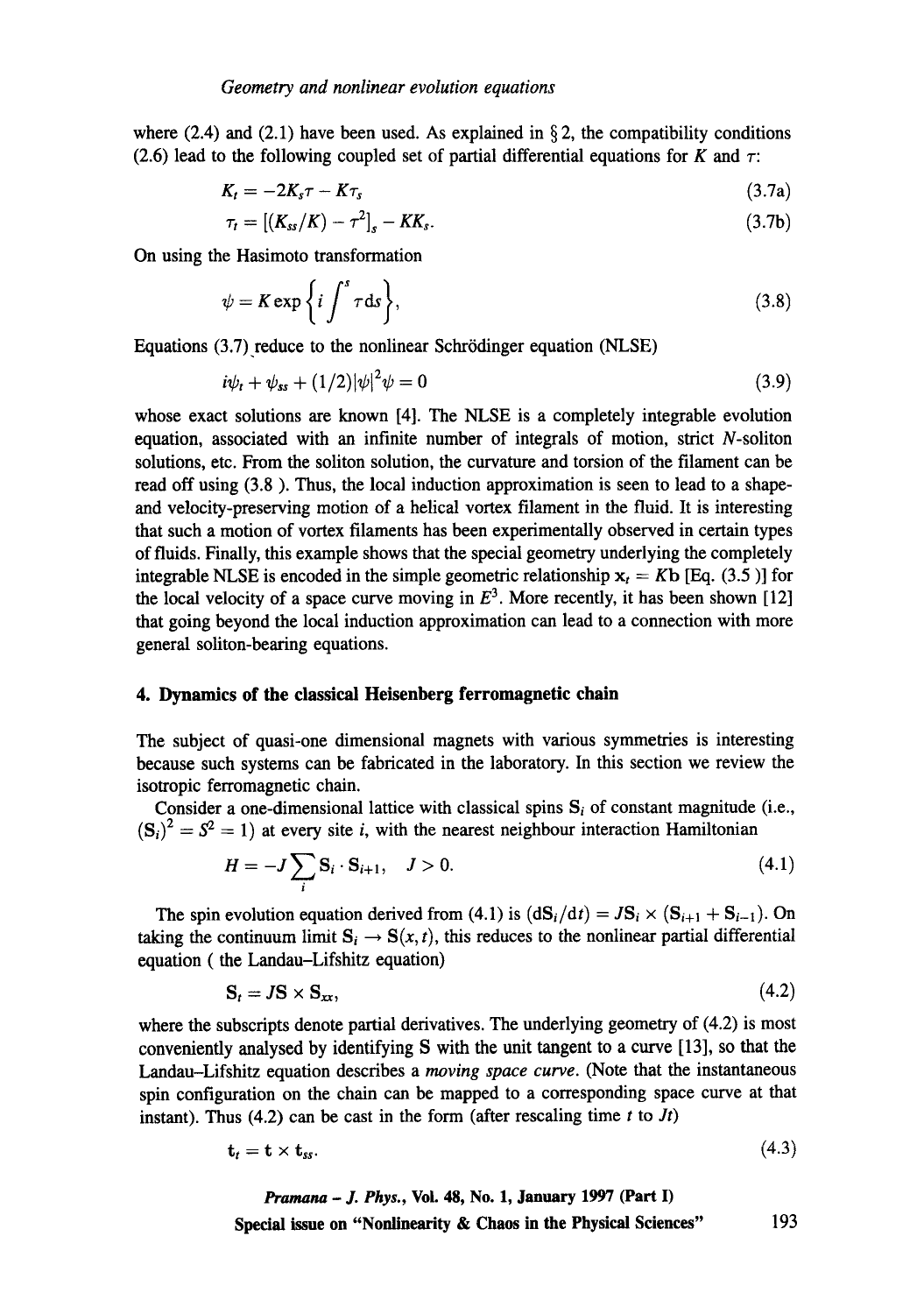where (2.4) and (2.1) have been used. As explained in § 2, the compatibility conditions (2.6) lead to the following coupled set of partial differential equations for $K$ and $\tau$:

$$K_t = -2K_s\tau - K\tau_s \tag{3.7a}$$

$$\tau_t = [(K_{ss}/K) - \tau^2]_s - KK_s. \tag{3.7b}$$

On using the Hasimoto transformation

$$\psi = K\exp\left\{i\int^s \tau \,\mathrm{d}s\right\}, \tag{3.8}$$

Equations (3.7) reduce to the nonlinear Schrödinger equation (NLSE)

$$i\psi_t + \psi_{ss} + (1/2)|\psi|^2\psi = 0 \tag{3.9}$$

whose exact solutions are known [4]. The NLSE is a completely integrable evolution equation, associated with an infinite number of integrals of motion, strict $N$-soliton solutions, etc. From the soliton solution, the curvature and torsion of the filament can be read off using (3.8 ). Thus, the local induction approximation is seen to lead to a shape- and velocity-preserving motion of a helical vortex filament in the fluid. It is interesting that such a motion of vortex filaments has been experimentally observed in certain types of fluids. Finally, this example shows that the special geometry underlying the completely integrable NLSE is encoded in the simple geometric relationship $\mathbf{x}_t = K\mathbf{b}$ [Eq. (3.5 )] for the local velocity of a space curve moving in $E^3$. More recently, it has been shown [12] that going beyond the local induction approximation can lead to a connection with more general soliton-bearing equations.

## 4. Dynamics of the classical Heisenberg ferromagnetic chain

The subject of quasi-one dimensional magnets with various symmetries is interesting because such systems can be fabricated in the laboratory. In this section we review the isotropic ferromagnetic chain.

Consider a one-dimensional lattice with classical spins $\mathbf{S}_i$ of constant magnitude (i.e., $(\mathbf{S}_i)^2 = S^2 = 1$) at every site $i$, with the nearest neighbour interaction Hamiltonian

$$H = -J\sum_i \mathbf{S}_i \cdot \mathbf{S}_{i+1}, \quad J > 0. \tag{4.1}$$

The spin evolution equation derived from (4.1) is $(\mathrm{d}\mathbf{S}_i/\mathrm{d}t) = J\mathbf{S}_i \times (\mathbf{S}_{i+1} + \mathbf{S}_{i-1})$. On taking the continuum limit $\mathbf{S}_i \rightarrow \mathbf{S}(x, t)$, this reduces to the nonlinear partial differential equation ( the Landau–Lifshitz equation)

$$\mathbf{S}_t = J\mathbf{S} \times \mathbf{S}_{xx}, \tag{4.2}$$

where the subscripts denote partial derivatives. The underlying geometry of (4.2) is most conveniently analysed by identifying $\mathbf{S}$ with the unit tangent to a curve [13], so that the Landau–Lifshitz equation describes a *moving space curve*. (Note that the instantaneous spin configuration on the chain can be mapped to a corresponding space curve at that instant). Thus (4.2) can be cast in the form (after rescaling time $t$ to $Jt$)

$$\mathbf{t}_t = \mathbf{t} \times \mathbf{t}_{ss}. \tag{4.3}$$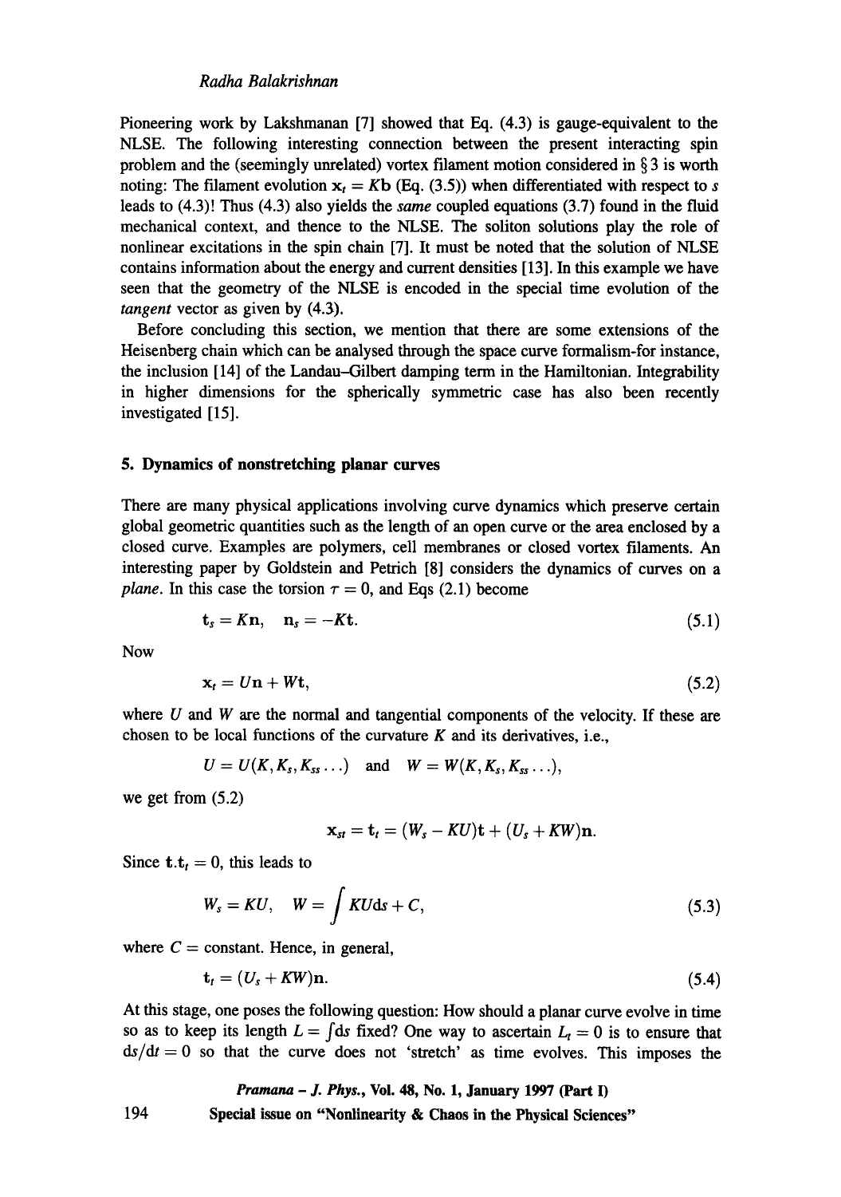Pioneering work by Lakshmanan [7] showed that Eq. (4.3) is gauge-equivalent to the NLSE. The following interesting connection between the present interacting spin problem and the (seemingly unrelated) vortex filament motion considered in § 3 is worth noting: The filament evolution $\mathbf{x}_t = K\mathbf{b}$ (Eq. (3.5)) when differentiated with respect to $s$ leads to (4.3)! Thus (4.3) also yields the *same* coupled equations (3.7) found in the fluid mechanical context, and thence to the NLSE. The soliton solutions play the role of nonlinear excitations in the spin chain [7]. It must be noted that the solution of NLSE contains information about the energy and current densities [13]. In this example we have seen that the geometry of the NLSE is encoded in the special time evolution of the *tangent* vector as given by (4.3).

Before concluding this section, we mention that there are some extensions of the Heisenberg chain which can be analysed through the space curve formalism-for instance, the inclusion [14] of the Landau–Gilbert damping term in the Hamiltonian. Integrability in higher dimensions for the spherically symmetric case has also been recently investigated [15].

## 5. Dynamics of nonstretching planar curves

There are many physical applications involving curve dynamics which preserve certain global geometric quantities such as the length of an open curve or the area enclosed by a closed curve. Examples are polymers, cell membranes or closed vortex filaments. An interesting paper by Goldstein and Petrich [8] considers the dynamics of curves on a *plane*. In this case the torsion $\tau = 0$, and Eqs (2.1) become

$$\mathbf{t}_s = K\mathbf{n}, \quad \mathbf{n}_s = -K\mathbf{t}. \tag{5.1}$$

Now

$$\mathbf{x}_t = U\mathbf{n} + W\mathbf{t}, \tag{5.2}$$

where $U$ and $W$ are the normal and tangential components of the velocity. If these are chosen to be local functions of the curvature $K$ and its derivatives, i.e.,

$$U = U(K, K_s, K_{ss} \ldots) \quad \text{and} \quad W = W(K, K_s, K_{ss} \ldots),$$

we get from (5.2)

$$\mathbf{x}_{st} = \mathbf{t}_t = (W_s - KU)\mathbf{t} + (U_s + KW)\mathbf{n}.$$

Since $\mathbf{t}.\mathbf{t}_t = 0$, this leads to

$$W_s = KU, \quad W = \int KU\mathrm{d}s + C, \tag{5.3}$$

where $C$ = constant. Hence, in general,

$$\mathbf{t}_t = (U_s + KW)\mathbf{n}. \tag{5.4}$$

At this stage, one poses the following question: How should a planar curve evolve in time so as to keep its length $L = \int \mathrm{d}s$ fixed? One way to ascertain $L_t = 0$ is to ensure that $\mathrm{d}s/\mathrm{d}t = 0$ so that the curve does not 'stretch' as time evolves. This imposes the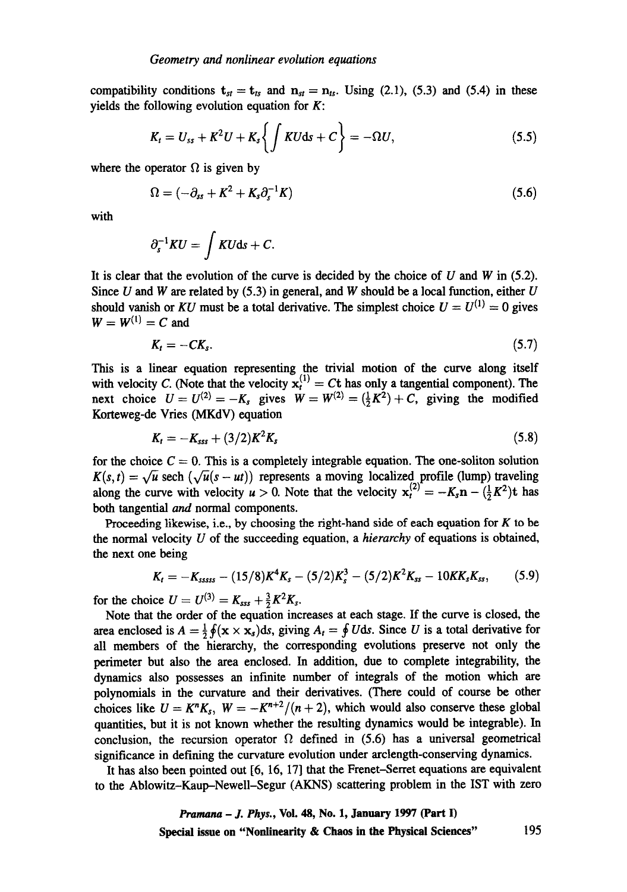compatibility conditions $\mathbf{t}_{st} = \mathbf{t}_{ts}$ and $\mathbf{n}_{st} = \mathbf{n}_{ts}$. Using (2.1), (5.3) and (5.4) in these yields the following evolution equation for $K$:

$$K_t = U_{ss} + K^2 U + K_s \left\{ \int KU \mathrm{d}s + C \right\} = -\Omega U, \tag{5.5}$$

where the operator $\Omega$ is given by

$$\Omega = (-\partial_{ss} + K^2 + K_s \partial_s^{-1} K) \tag{5.6}$$

with

$$\partial_s^{-1} KU = \int KU \mathrm{d}s + C.$$

It is clear that the evolution of the curve is decided by the choice of $U$ and $W$ in (5.2). Since $U$ and $W$ are related by (5.3) in general, and $W$ should be a local function, either $U$ should vanish or $KU$ must be a total derivative. The simplest choice $U = U^{(1)} = 0$ gives $W = W^{(1)} = C$ and

$$K_t = -CK_s. \tag{5.7}$$

This is a linear equation representing the trivial motion of the curve along itself with velocity $C$. (Note that the velocity $\mathbf{x}_t^{(1)} = C\mathbf{t}$ has only a tangential component). The next choice $U = U^{(2)} = -K_s$ gives $W = W^{(2)} = (\frac{1}{2}K^2) + C$, giving the modified Korteweg-de Vries (MKdV) equation

$$K_t = -K_{sss} + (3/2)K^2 K_s \tag{5.8}$$

for the choice $C = 0$. This is a completely integrable equation. The one-soliton solution $K(s,t) = \sqrt{u}\,\mathrm{sech}\,(\sqrt{u}(s - ut))$ represents a moving localized profile (lump) traveling along the curve with velocity $u > 0$. Note that the velocity $\mathbf{x}_t^{(2)} = -K_s \mathbf{n} - (\frac{1}{2}K^2)\mathbf{t}$ has both tangential *and* normal components.

Proceeding likewise, i.e., by choosing the right-hand side of each equation for $K$ to be the normal velocity $U$ of the succeeding equation, a *hierarchy* of equations is obtained, the next one being

$$K_t = -K_{sssss} - (15/8)K^4 K_s - (5/2)K_s^3 - (5/2)K^2 K_{ss} - 10KK_s K_{ss}, \tag{5.9}$$

for the choice $U = U^{(3)} = K_{sss} + \frac{3}{2}K^2 K_s$.

Note that the order of the equation increases at each stage. If the curve is closed, the area enclosed is $A = \frac{1}{2}\oint(\mathbf{x} \times \mathbf{x}_s)\mathrm{d}s$, giving $A_t = \oint U\mathrm{d}s$. Since $U$ is a total derivative for all members of the hierarchy, the corresponding evolutions preserve not only the perimeter but also the area enclosed. In addition, due to complete integrability, the dynamics also possesses an infinite number of integrals of the motion which are polynomials in the curvature and their derivatives. (There could of course be other choices like $U = K^n K_s$, $W = -K^{n+2}/(n+2)$, which would also conserve these global quantities, but it is not known whether the resulting dynamics would be integrable). In conclusion, the recursion operator $\Omega$ defined in (5.6) has a universal geometrical significance in defining the curvature evolution under arclength-conserving dynamics.

It has also been pointed out [6, 16, 17] that the Frenet-Serret equations are equivalent to the Ablowitz-Kaup-Newell-Segur (AKNS) scattering problem in the IST with zero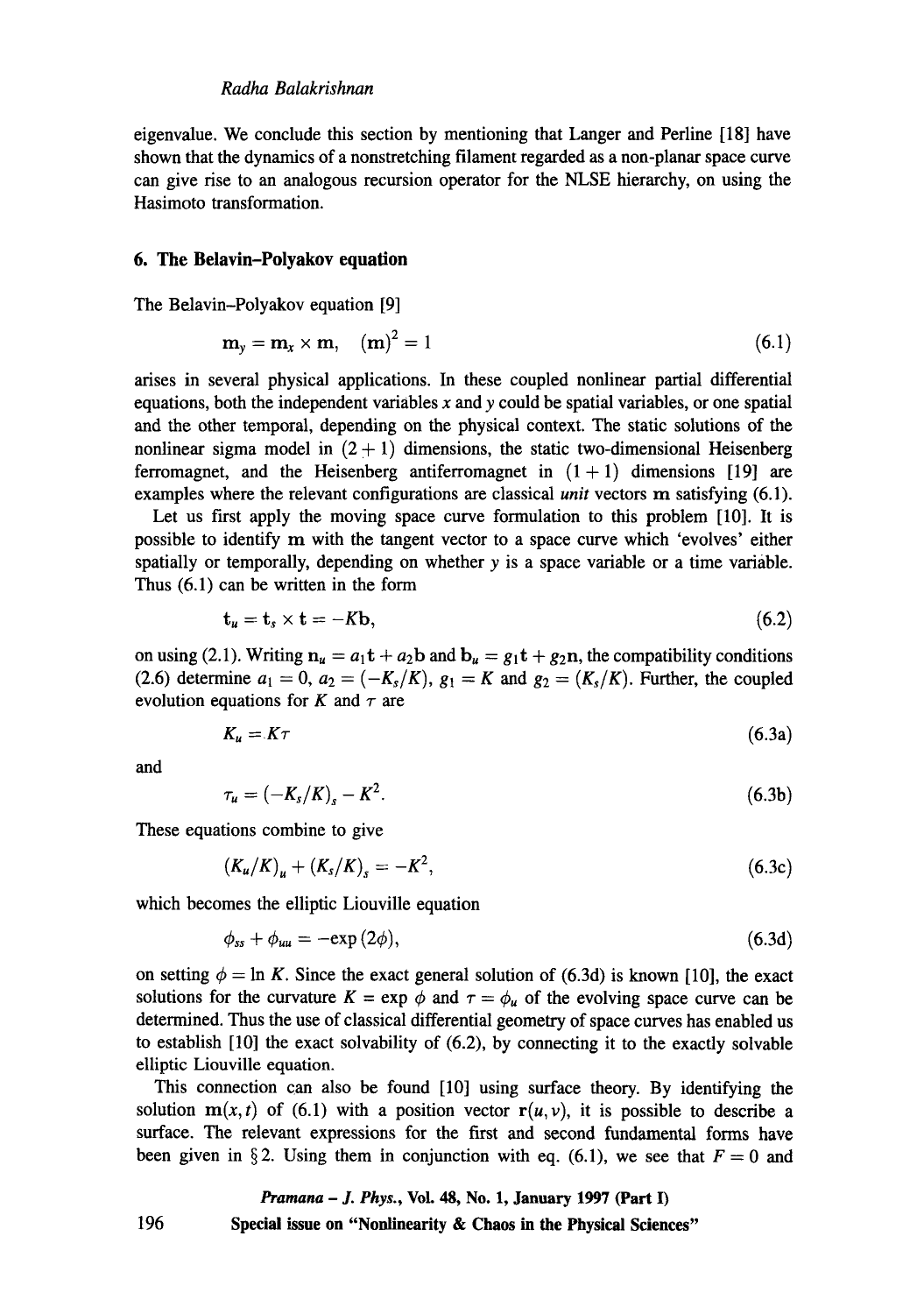eigenvalue. We conclude this section by mentioning that Langer and Perline [18] have shown that the dynamics of a nonstretching filament regarded as a non-planar space curve can give rise to an analogous recursion operator for the NLSE hierarchy, on using the Hasimoto transformation.

## 6. The Belavin–Polyakov equation

The Belavin–Polyakov equation [9]

$$\mathbf{m}_y = \mathbf{m}_x \times \mathbf{m}, \quad (\mathbf{m})^2 = 1 \tag{6.1}$$

arises in several physical applications. In these coupled nonlinear partial differential equations, both the independent variables $x$ and $y$ could be spatial variables, or one spatial and the other temporal, depending on the physical context. The static solutions of the nonlinear sigma model in $(2+1)$ dimensions, the static two-dimensional Heisenberg ferromagnet, and the Heisenberg antiferromagnet in $(1+1)$ dimensions [19] are examples where the relevant configurations are classical *unit* vectors $\mathbf{m}$ satisfying (6.1).

Let us first apply the moving space curve formulation to this problem [10]. It is possible to identify $\mathbf{m}$ with the tangent vector to a space curve which 'evolves' either spatially or temporally, depending on whether $y$ is a space variable or a time variable. Thus (6.1) can be written in the form

$$\mathbf{t}_u = \mathbf{t}_s \times \mathbf{t} = -K\mathbf{b}, \tag{6.2}$$

on using (2.1). Writing $\mathbf{n}_u = a_1\mathbf{t} + a_2\mathbf{b}$ and $\mathbf{b}_u = g_1\mathbf{t} + g_2\mathbf{n}$, the compatibility conditions (2.6) determine $a_1 = 0$, $a_2 = (-K_s/K)$, $g_1 = K$ and $g_2 = (K_s/K)$. Further, the coupled evolution equations for $K$ and $\tau$ are

$$K_u = K\tau \tag{6.3a}$$

and

$$\tau_u = (-K_s/K)_s - K^2. \tag{6.3b}$$

These equations combine to give

$$(K_u/K)_u + (K_s/K)_s = -K^2, \tag{6.3c}$$

which becomes the elliptic Liouville equation

$$\phi_{ss} + \phi_{uu} = -\exp(2\phi), \tag{6.3d}$$

on setting $\phi = \ln K$. Since the exact general solution of (6.3d) is known [10], the exact solutions for the curvature $K = \exp\phi$ and $\tau = \phi_u$ of the evolving space curve can be determined. Thus the use of classical differential geometry of space curves has enabled us to establish [10] the exact solvability of (6.2), by connecting it to the exactly solvable elliptic Liouville equation.

This connection can also be found [10] using surface theory. By identifying the solution $\mathbf{m}(x,t)$ of (6.1) with a position vector $\mathbf{r}(u,v)$, it is possible to describe a surface. The relevant expressions for the first and second fundamental forms have been given in § 2. Using them in conjunction with eq. (6.1), we see that $F = 0$ and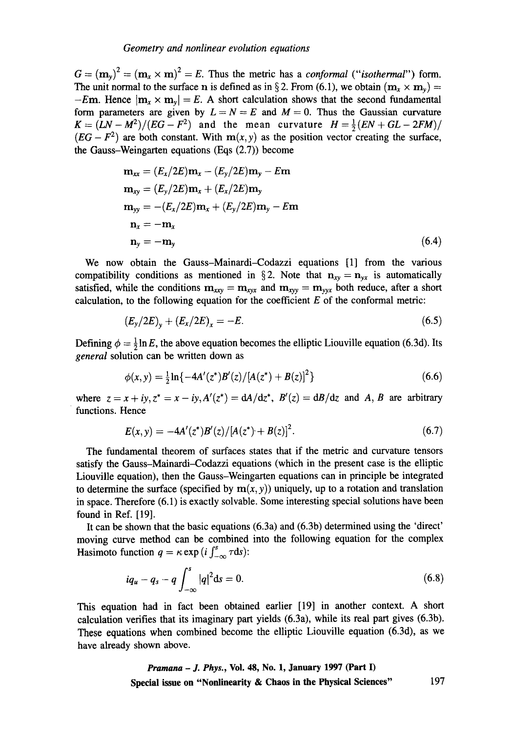$G = (\mathbf{m}_y)^2 = (\mathbf{m}_x \times \mathbf{m})^2 = E$. Thus the metric has a *conformal* ("*isothermal*") form. The unit normal to the surface $\mathbf{n}$ is defined as in § 2. From (6.1), we obtain $(\mathbf{m}_x \times \mathbf{m}_y) = -E\mathbf{m}$. Hence $|\mathbf{m}_x \times \mathbf{m}_y| = E$. A short calculation shows that the second fundamental form parameters are given by $L = N = E$ and $M = 0$. Thus the Gaussian curvature $K = (LN - M^2)/(EG - F^2)$ and the mean curvature $H = \frac{1}{2}(EN + GL - 2FM)/(EG - F^2)$ are both constant. With $\mathbf{m}(x, y)$ as the position vector creating the surface, the Gauss–Weingarten equations (Eqs (2.7)) become

$$
\begin{aligned}
\mathbf{m}_{xx} &= (E_x/2E)\mathbf{m}_x - (E_y/2E)\mathbf{m}_y - E\mathbf{m} \\
\mathbf{m}_{xy} &= (E_y/2E)\mathbf{m}_x + (E_x/2E)\mathbf{m}_y \\
\mathbf{m}_{yy} &= -(E_x/2E)\mathbf{m}_x + (E_y/2E)\mathbf{m}_y - E\mathbf{m} \\
\mathbf{n}_x &= -\mathbf{m}_x \\
\mathbf{n}_y &= -\mathbf{m}_y
\end{aligned} \tag{6.4}
$$

We now obtain the Gauss–Mainardi–Codazzi equations [1] from the various compatibility conditions as mentioned in § 2. Note that $\mathbf{n}_{xy} = \mathbf{n}_{yx}$ is automatically satisfied, while the conditions $\mathbf{m}_{xxy} = \mathbf{m}_{xyx}$ and $\mathbf{m}_{xyy} = \mathbf{m}_{yyx}$ both reduce, after a short calculation, to the following equation for the coefficient $E$ of the conformal metric:

$$
(E_y/2E)_y + (E_x/2E)_x = -E. \tag{6.5}
$$

Defining $\phi = \frac{1}{2}\ln E$, the above equation becomes the elliptic Liouville equation (6.3d). Its *general* solution can be written down as

$$
\phi(x, y) = \tfrac{1}{2}\ln\{-4A'(z^*)B'(z)/[A(z^*) + B(z)]^2\} \tag{6.6}
$$

where $z = x + iy, z^* = x - iy, A'(z^*) = \mathrm{d}A/\mathrm{d}z^*$, $B'(z) = \mathrm{d}B/\mathrm{d}z$ and $A$, $B$ are arbitrary functions. Hence

$$
E(x, y) = -4A'(z^*)B'(z)/[A(z^*) + B(z)]^2. \tag{6.7}
$$

The fundamental theorem of surfaces states that if the metric and curvature tensors satisfy the Gauss–Mainardi–Codazzi equations (which in the present case is the elliptic Liouville equation), then the Gauss–Weingarten equations can in principle be integrated to determine the surface (specified by $\mathbf{m}(x, y)$) uniquely, up to a rotation and translation in space. Therefore (6.1) is exactly solvable. Some interesting special solutions have been found in Ref. [19].

It can be shown that the basic equations (6.3a) and (6.3b) determined using the 'direct' moving curve method can be combined into the following equation for the complex Hasimoto function $q = \kappa \exp(i\int_{-\infty}^{s}\tau \mathrm{d}s)$:

$$
iq_u - q_s - q\int_{-\infty}^{s}|q|^2\mathrm{d}s = 0. \tag{6.8}
$$

This equation had in fact been obtained earlier [19] in another context. A short calculation verifies that its imaginary part yields (6.3a), while its real part gives (6.3b). These equations when combined become the elliptic Liouville equation (6.3d), as we have already shown above.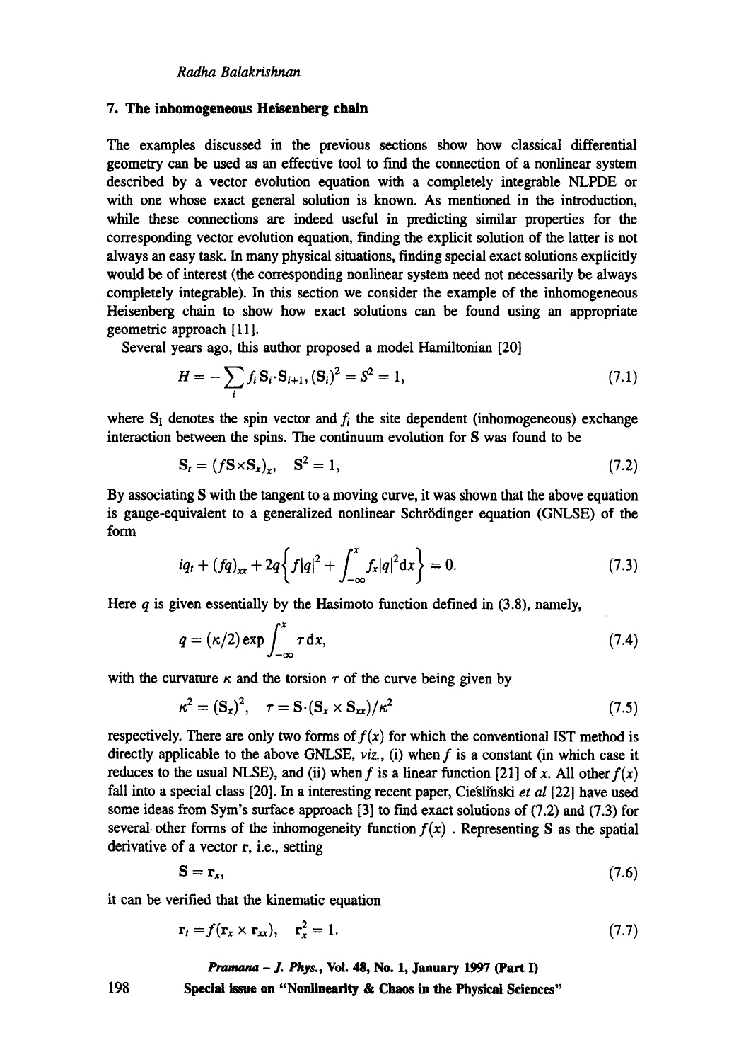## 7. The inhomogeneous Heisenberg chain

The examples discussed in the previous sections show how classical differential geometry can be used as an effective tool to find the connection of a nonlinear system described by a vector evolution equation with a completely integrable NLPDE or with one whose exact general solution is known. As mentioned in the introduction, while these connections are indeed useful in predicting similar properties for the corresponding vector evolution equation, finding the explicit solution of the latter is not always an easy task. In many physical situations, finding special exact solutions explicitly would be of interest (the corresponding nonlinear system need not necessarily be always completely integrable). In this section we consider the example of the inhomogeneous Heisenberg chain to show how exact solutions can be found using an appropriate geometric approach [11].

Several years ago, this author proposed a model Hamiltonian [20]

$$H = -\sum_i f_i \mathbf{S}_i \cdot \mathbf{S}_{i+1}, (\mathbf{S}_i)^2 = S^2 = 1, \tag{7.1}$$

where $\mathbf{S}_i$ denotes the spin vector and $f_i$ the site dependent (inhomogeneous) exchange interaction between the spins. The continuum evolution for $\mathbf{S}$ was found to be

$$\mathbf{S}_t = (f\mathbf{S}\times\mathbf{S}_x)_x, \quad \mathbf{S}^2 = 1, \tag{7.2}$$

By associating $\mathbf{S}$ with the tangent to a moving curve, it was shown that the above equation is gauge-equivalent to a generalized nonlinear Schrödinger equation (GNLSE) of the form

$$iq_t + (fq)_{xx} + 2q\left\{f|q|^2 + \int_{-\infty}^{x} f_x|q|^2 \mathrm{d}x\right\} = 0. \tag{7.3}$$

Here $q$ is given essentially by the Hasimoto function defined in (3.8), namely,

$$q = (\kappa/2)\exp \int_{-\infty}^{x} \tau \,\mathrm{d}x, \tag{7.4}$$

with the curvature $\kappa$ and the torsion $\tau$ of the curve being given by

$$\kappa^2 = (\mathbf{S}_x)^2, \quad \tau = \mathbf{S}\cdot(\mathbf{S}_x \times \mathbf{S}_{xx})/\kappa^2 \tag{7.5}$$

respectively. There are only two forms of $f(x)$ for which the conventional IST method is directly applicable to the above GNLSE, *viz.*, (i) when $f$ is a constant (in which case it reduces to the usual NLSE), and (ii) when $f$ is a linear function [21] of $x$. All other $f(x)$ fall into a special class [20]. In a interesting recent paper, Cieśliński *et al* [22] have used some ideas from Sym's surface approach [3] to find exact solutions of (7.2) and (7.3) for several other forms of the inhomogeneity function $f(x)$ . Representing $\mathbf{S}$ as the spatial derivative of a vector $\mathbf{r}$, i.e., setting

$$\mathbf{S} = \mathbf{r}_x, \tag{7.6}$$

it can be verified that the kinematic equation

$$\mathbf{r}_t = f(\mathbf{r}_x \times \mathbf{r}_{xx}), \quad \mathbf{r}_x^2 = 1. \tag{7.7}$$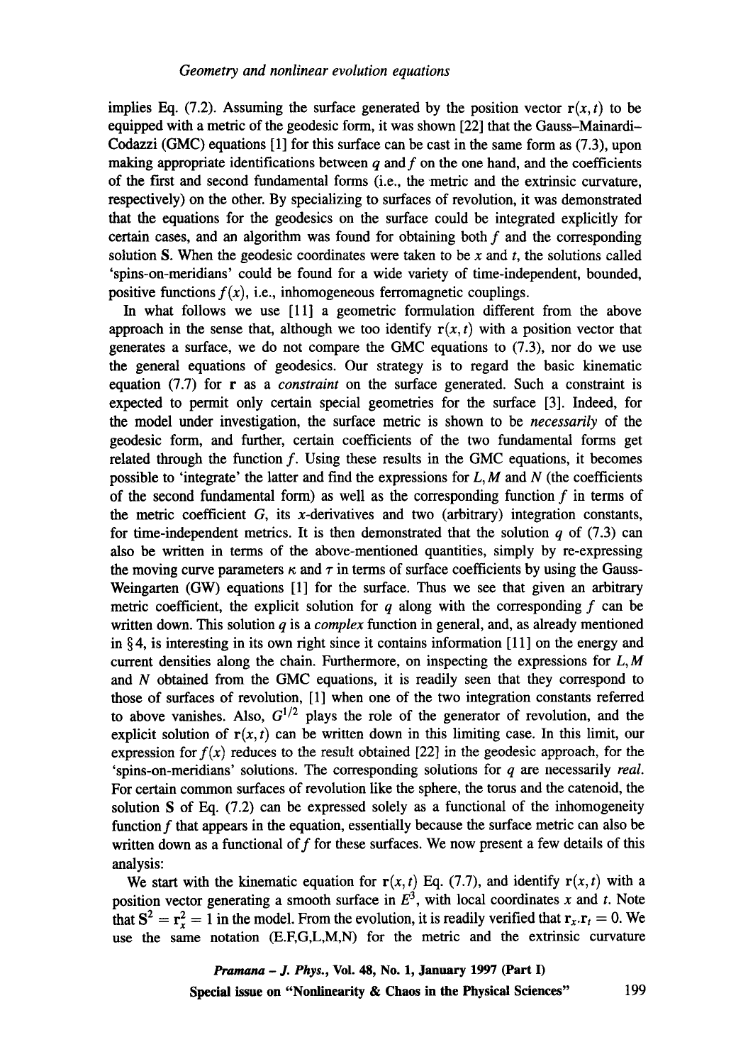implies Eq. (7.2). Assuming the surface generated by the position vector $\mathbf{r}(x,t)$ to be equipped with a metric of the geodesic form, it was shown [22] that the Gauss–Mainardi–Codazzi (GMC) equations [1] for this surface can be cast in the same form as (7.3), upon making appropriate identifications between $q$ and $f$ on the one hand, and the coefficients of the first and second fundamental forms (i.e., the metric and the extrinsic curvature, respectively) on the other. By specializing to surfaces of revolution, it was demonstrated that the equations for the geodesics on the surface could be integrated explicitly for certain cases, and an algorithm was found for obtaining both $f$ and the corresponding solution $\mathbf{S}$. When the geodesic coordinates were taken to be $x$ and $t$, the solutions called 'spins-on-meridians' could be found for a wide variety of time-independent, bounded, positive functions $f(x)$, i.e., inhomogeneous ferromagnetic couplings.

In what follows we use [11] a geometric formulation different from the above approach in the sense that, although we too identify $\mathbf{r}(x,t)$ with a position vector that generates a surface, we do not compare the GMC equations to (7.3), nor do we use the general equations of geodesics. Our strategy is to regard the basic kinematic equation (7.7) for $\mathbf{r}$ as a *constraint* on the surface generated. Such a constraint is expected to permit only certain special geometries for the surface [3]. Indeed, for the model under investigation, the surface metric is shown to be *necessarily* of the geodesic form, and further, certain coefficients of the two fundamental forms get related through the function $f$. Using these results in the GMC equations, it becomes possible to 'integrate' the latter and find the expressions for $L, M$ and $N$ (the coefficients of the second fundamental form) as well as the corresponding function $f$ in terms of the metric coefficient $G$, its $x$-derivatives and two (arbitrary) integration constants, for time-independent metrics. It is then demonstrated that the solution $q$ of (7.3) can also be written in terms of the above-mentioned quantities, simply by re-expressing the moving curve parameters $\kappa$ and $\tau$ in terms of surface coefficients by using the Gauss-Weingarten (GW) equations [1] for the surface. Thus we see that given an arbitrary metric coefficient, the explicit solution for $q$ along with the corresponding $f$ can be written down. This solution $q$ is a *complex* function in general, and, as already mentioned in § 4, is interesting in its own right since it contains information [11] on the energy and current densities along the chain. Furthermore, on inspecting the expressions for $L, M$ and $N$ obtained from the GMC equations, it is readily seen that they correspond to those of surfaces of revolution, [1] when one of the two integration constants referred to above vanishes. Also, $G^{1/2}$ plays the role of the generator of revolution, and the explicit solution of $\mathbf{r}(x,t)$ can be written down in this limiting case. In this limit, our expression for $f(x)$ reduces to the result obtained [22] in the geodesic approach, for the 'spins-on-meridians' solutions. The corresponding solutions for $q$ are necessarily *real*. For certain common surfaces of revolution like the sphere, the torus and the catenoid, the solution $\mathbf{S}$ of Eq. (7.2) can be expressed solely as a functional of the inhomogeneity function $f$ that appears in the equation, essentially because the surface metric can also be written down as a functional of $f$ for these surfaces. We now present a few details of this analysis:

We start with the kinematic equation for $\mathbf{r}(x,t)$ Eq. (7.7), and identify $\mathbf{r}(x,t)$ with a position vector generating a smooth surface in $E^3$, with local coordinates $x$ and $t$. Note that $\mathbf{S}^2 = \mathbf{r}_x^2 = 1$ in the model. From the evolution, it is readily verified that $\mathbf{r}_x . \mathbf{r}_t = 0$. We use the same notation (E.F,G,L,M,N) for the metric and the extrinsic curvature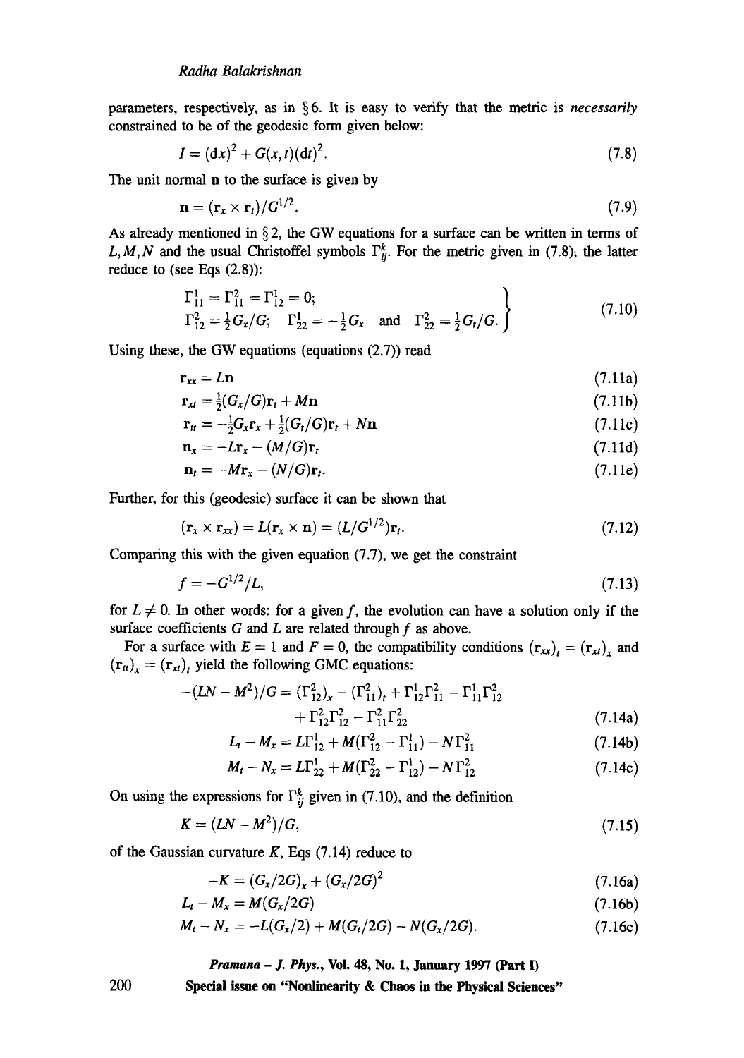parameters, respectively, as in § 6. It is easy to verify that the metric is *necessarily* constrained to be of the geodesic form given below:

$$I = (\mathrm{d}x)^2 + G(x,t)(\mathrm{d}t)^2. \tag{7.8}$$

The unit normal $\mathbf{n}$ to the surface is given by

$$\mathbf{n} = (\mathbf{r}_x \times \mathbf{r}_t)/G^{1/2}. \tag{7.9}$$

As already mentioned in § 2, the GW equations for a surface can be written in terms of $L, M, N$ and the usual Christoffel symbols $\Gamma^k_{ij}$. For the metric given in (7.8), the latter reduce to (see Eqs (2.8)):

$$\left.\begin{aligned} &\Gamma^1_{11} = \Gamma^2_{11} = \Gamma^1_{12} = 0; \\ &\Gamma^2_{12} = \tfrac{1}{2}G_x/G; \quad \Gamma^1_{22} = -\tfrac{1}{2}G_x \quad \text{and} \quad \Gamma^2_{22} = \tfrac{1}{2}G_t/G. \end{aligned}\right\} \tag{7.10}$$

Using these, the GW equations (equations (2.7)) read

$$\mathbf{r}_{xx} = L\mathbf{n} \tag{7.11a}$$

$$\mathbf{r}_{xt} = \tfrac{1}{2}(G_x/G)\mathbf{r}_t + M\mathbf{n} \tag{7.11b}$$

$$\mathbf{r}_{tt} = -\tfrac{1}{2}G_x\mathbf{r}_x + \tfrac{1}{2}(G_t/G)\mathbf{r}_t + N\mathbf{n} \tag{7.11c}$$

$$\mathbf{n}_x = -L\mathbf{r}_x - (M/G)\mathbf{r}_t \tag{7.11d}$$

$$\mathbf{n}_t = -M\mathbf{r}_x - (N/G)\mathbf{r}_t. \tag{7.11e}$$

Further, for this (geodesic) surface it can be shown that

$$(\mathbf{r}_x \times \mathbf{r}_{xx}) = L(\mathbf{r}_x \times \mathbf{n}) = (L/G^{1/2})\mathbf{r}_t. \tag{7.12}$$

Comparing this with the given equation (7.7), we get the constraint

$$f = -G^{1/2}/L, \tag{7.13}$$

for $L \neq 0$. In other words: for a given $f$, the evolution can have a solution only if the surface coefficients $G$ and $L$ are related through $f$ as above.

For a surface with $E = 1$ and $F = 0$, the compatibility conditions $(\mathbf{r}_{xx})_t = (\mathbf{r}_{xt})_x$ and $(\mathbf{r}_{tt})_x = (\mathbf{r}_{xt})_t$ yield the following GMC equations:

$$\begin{aligned} -(LN - M^2)/G = (\Gamma^2_{12})_x - (\Gamma^2_{11})_t + \Gamma^1_{12}\Gamma^2_{11} - \Gamma^1_{11}\Gamma^2_{12} \\ + \Gamma^2_{12}\Gamma^2_{12} - \Gamma^2_{11}\Gamma^2_{22} \end{aligned} \tag{7.14a}$$

$$L_t - M_x = L\Gamma^1_{12} + M(\Gamma^2_{12} - \Gamma^1_{11}) - N\Gamma^2_{11} \tag{7.14b}$$

$$M_t - N_x = L\Gamma^1_{22} + M(\Gamma^2_{22} - \Gamma^1_{12}) - N\Gamma^2_{12} \tag{7.14c}$$

On using the expressions for $\Gamma^k_{ij}$ given in (7.10), and the definition

$$K = (LN - M^2)/G, \tag{7.15}$$

of the Gaussian curvature $K$, Eqs (7.14) reduce to

$$-K = (G_x/2G)_x + (G_x/2G)^2 \tag{7.16a}$$

$$L_t - M_x = M(G_x/2G) \tag{7.16b}$$

$$M_t - N_x = -L(G_x/2) + M(G_t/2G) - N(G_x/2G). \tag{7.16c}$$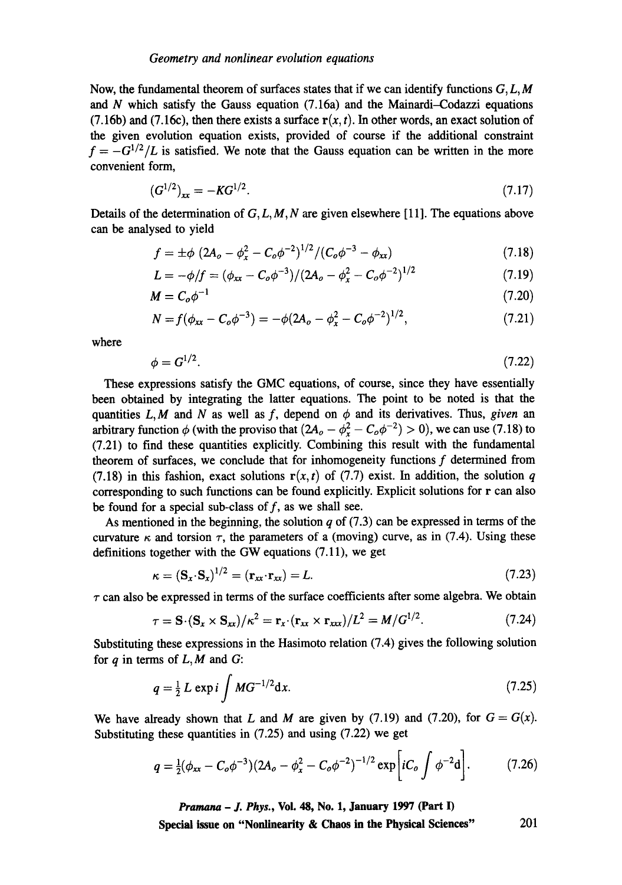Now, the fundamental theorem of surfaces states that if we can identify functions $G, L, M$ and $N$ which satisfy the Gauss equation (7.16a) and the Mainardi–Codazzi equations (7.16b) and (7.16c), then there exists a surface $\mathbf{r}(x,t)$. In other words, an exact solution of the given evolution equation exists, provided of course if the additional constraint $f = -G^{1/2}/L$ is satisfied. We note that the Gauss equation can be written in the more convenient form,

$$(G^{1/2})_{xx} = -KG^{1/2}. \tag{7.17}$$

Details of the determination of $G, L, M, N$ are given elsewhere [11]. The equations above can be analysed to yield

$$f = \pm\phi\,(2A_o - \phi_x^2 - C_o\phi^{-2})^{1/2}/(C_o\phi^{-3} - \phi_{xx}) \tag{7.18}$$

$$L = -\phi/f = (\phi_{xx} - C_o\phi^{-3})/(2A_o - \phi_x^2 - C_o\phi^{-2})^{1/2} \tag{7.19}$$

$$M = C_o\phi^{-1} \tag{7.20}$$

$$N = f(\phi_{xx} - C_o\phi^{-3}) = -\phi(2A_o - \phi_x^2 - C_o\phi^{-2})^{1/2}, \tag{7.21}$$

where

$$\phi = G^{1/2}. \tag{7.22}$$

These expressions satisfy the GMC equations, of course, since they have essentially been obtained by integrating the latter equations. The point to be noted is that the quantities $L, M$ and $N$ as well as $f$, depend on $\phi$ and its derivatives. Thus, *given* an arbitrary function $\phi$ (with the proviso that $(2A_o - \phi_x^2 - C_o\phi^{-2}) > 0$), we can use (7.18) to (7.21) to find these quantities explicitly. Combining this result with the fundamental theorem of surfaces, we conclude that for inhomogeneity functions $f$ determined from (7.18) in this fashion, exact solutions $\mathbf{r}(x,t)$ of (7.7) exist. In addition, the solution $q$ corresponding to such functions can be found explicitly. Explicit solutions for $\mathbf{r}$ can also be found for a special sub-class of $f$, as we shall see.

As mentioned in the beginning, the solution $q$ of (7.3) can be expressed in terms of the curvature $\kappa$ and torsion $\tau$, the parameters of a (moving) curve, as in (7.4). Using these definitions together with the GW equations (7.11), we get

$$\kappa = (\mathbf{S}_x\cdot\mathbf{S}_x)^{1/2} = (\mathbf{r}_{xx}\cdot\mathbf{r}_{xx}) = L. \tag{7.23}$$

$\tau$ can also be expressed in terms of the surface coefficients after some algebra. We obtain

$$\tau = \mathbf{S}\cdot(\mathbf{S}_x \times \mathbf{S}_{xx})/\kappa^2 = \mathbf{r}_x\cdot(\mathbf{r}_{xx}\times\mathbf{r}_{xxx})/L^2 = M/G^{1/2}. \tag{7.24}$$

Substituting these expressions in the Hasimoto relation (7.4) gives the following solution for $q$ in terms of $L, M$ and $G$:

$$q = \tfrac{1}{2}L\exp i\int MG^{-1/2}\mathrm{d}x. \tag{7.25}$$

We have already shown that $L$ and $M$ are given by (7.19) and (7.20), for $G = G(x)$. Substituting these quantities in (7.25) and using (7.22) we get

$$q = \tfrac{1}{2}(\phi_{xx} - C_o\phi^{-3})(2A_o - \phi_x^2 - C_o\phi^{-2})^{-1/2}\exp\left[iC_o\int\phi^{-2}\mathrm{d}\right]. \tag{7.26}$$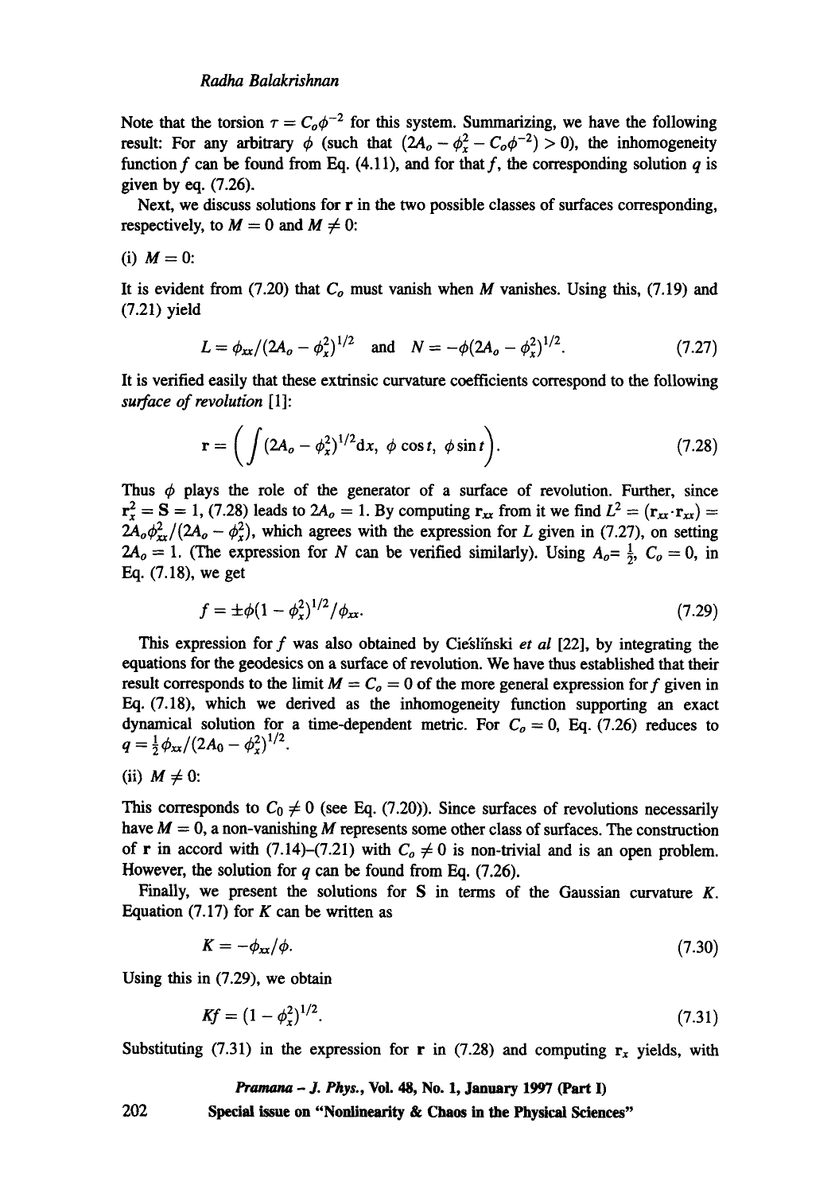Note that the torsion $\tau = C_o\phi^{-2}$ for this system. Summarizing, we have the following result: For any arbitrary $\phi$ (such that $(2A_o - \phi_x^2 - C_o\phi^{-2}) > 0$), the inhomogeneity function $f$ can be found from Eq. (4.11), and for that $f$, the corresponding solution $q$ is given by eq. (7.26).

Next, we discuss solutions for $\mathbf{r}$ in the two possible classes of surfaces corresponding, respectively, to $M = 0$ and $M \neq 0$:

(i) $M = 0$:

It is evident from (7.20) that $C_o$ must vanish when $M$ vanishes. Using this, (7.19) and (7.21) yield

$$L = \phi_{xx}/(2A_o - \phi_x^2)^{1/2} \quad \text{and} \quad N = -\phi(2A_o - \phi_x^2)^{1/2}. \tag{7.27}$$

It is verified easily that these extrinsic curvature coefficients correspond to the following *surface of revolution* [1]:

$$\mathbf{r} = \left( \int (2A_o - \phi_x^2)^{1/2} \mathrm{d}x,\ \phi \cos t,\ \phi \sin t \right). \tag{7.28}$$

Thus $\phi$ plays the role of the generator of a surface of revolution. Further, since $\mathbf{r}_x^2 = \mathbf{S} = 1$, (7.28) leads to $2A_o = 1$. By computing $\mathbf{r}_{xx}$ from it we find $L^2 = (\mathbf{r}_{xx} \cdot \mathbf{r}_{xx}) = 2A_o\phi_{xx}^2/(2A_o - \phi_x^2)$, which agrees with the expression for $L$ given in (7.27), on setting $2A_o = 1$. (The expression for $N$ can be verified similarly). Using $A_o = \frac{1}{2}$, $C_o = 0$, in Eq. (7.18), we get

$$f = \pm\phi(1 - \phi_x^2)^{1/2}/\phi_{xx}. \tag{7.29}$$

This expression for $f$ was also obtained by Cieśliński *et al* [22], by integrating the equations for the geodesics on a surface of revolution. We have thus established that their result corresponds to the limit $M = C_o = 0$ of the more general expression for $f$ given in Eq. (7.18), which we derived as the inhomogeneity function supporting an exact dynamical solution for a time-dependent metric. For $C_o = 0$, Eq. (7.26) reduces to $q = \frac{1}{2}\phi_{xx}/(2A_0 - \phi_x^2)^{1/2}$.

(ii) $M \neq 0$:

This corresponds to $C_0 \neq 0$ (see Eq. (7.20)). Since surfaces of revolutions necessarily have $M = 0$, a non-vanishing $M$ represents some other class of surfaces. The construction of $\mathbf{r}$ in accord with (7.14)–(7.21) with $C_o \neq 0$ is non-trivial and is an open problem. However, the solution for $q$ can be found from Eq. (7.26).

Finally, we present the solutions for $\mathbf{S}$ in terms of the Gaussian curvature $K$. Equation (7.17) for $K$ can be written as

$$K = -\phi_{xx}/\phi. \tag{7.30}$$

Using this in (7.29), we obtain

$$Kf = (1 - \phi_x^2)^{1/2}. \tag{7.31}$$

Substituting (7.31) in the expression for $\mathbf{r}$ in (7.28) and computing $\mathbf{r}_x$ yields, with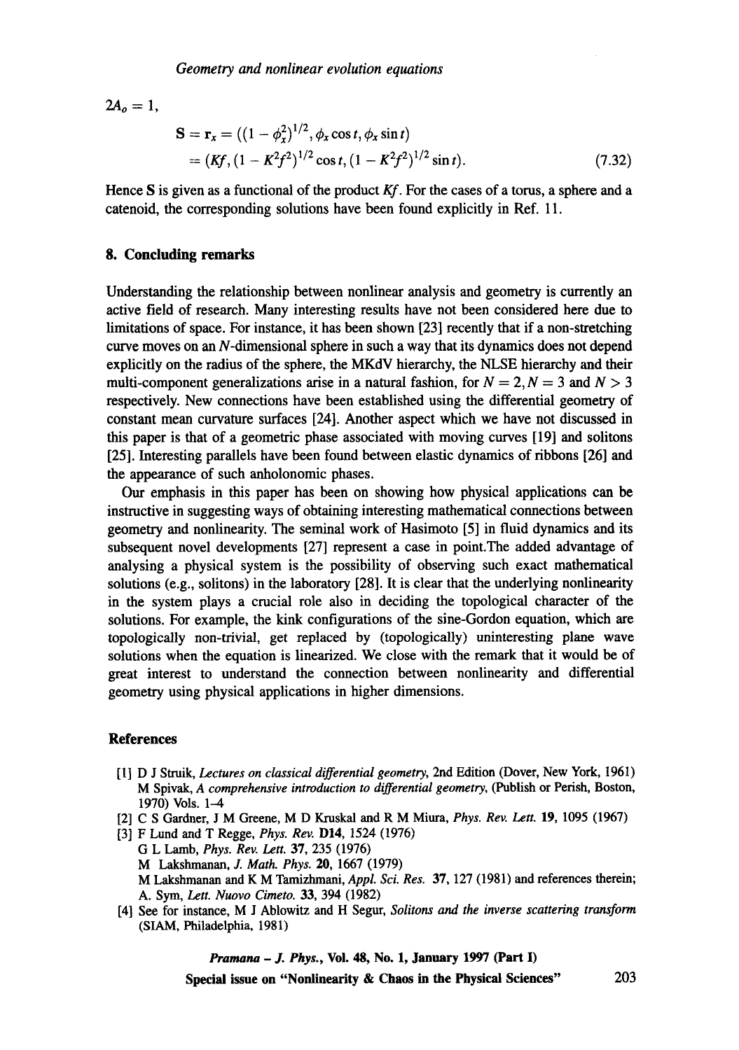$2A_o = 1$,

$$\mathbf{S} = \mathbf{r}_x = ((1 - \phi_x^2)^{1/2}, \phi_x \cos t, \phi_x \sin t) \\ = (Kf, (1 - K^2 f^2)^{1/2} \cos t, (1 - K^2 f^2)^{1/2} \sin t). \tag{7.32}$$

Hence $\mathbf{S}$ is given as a functional of the product $Kf$. For the cases of a torus, a sphere and a catenoid, the corresponding solutions have been found explicitly in Ref. 11.

## 8. Concluding remarks

Understanding the relationship between nonlinear analysis and geometry is currently an active field of research. Many interesting results have not been considered here due to limitations of space. For instance, it has been shown [23] recently that if a non-stretching curve moves on an $N$-dimensional sphere in such a way that its dynamics does not depend explicitly on the radius of the sphere, the MKdV hierarchy, the NLSE hierarchy and their multi-component generalizations arise in a natural fashion, for $N = 2, N = 3$ and $N > 3$ respectively. New connections have been established using the differential geometry of constant mean curvature surfaces [24]. Another aspect which we have not discussed in this paper is that of a geometric phase associated with moving curves [19] and solitons [25]. Interesting parallels have been found between elastic dynamics of ribbons [26] and the appearance of such anholonomic phases.

Our emphasis in this paper has been on showing how physical applications can be instructive in suggesting ways of obtaining interesting mathematical connections between geometry and nonlinearity. The seminal work of Hasimoto [5] in fluid dynamics and its subsequent novel developments [27] represent a case in point.The added advantage of analysing a physical system is the possibility of observing such exact mathematical solutions (e.g., solitons) in the laboratory [28]. It is clear that the underlying nonlinearity in the system plays a crucial role also in deciding the topological character of the solutions. For example, the kink configurations of the sine-Gordon equation, which are topologically non-trivial, get replaced by (topologically) uninteresting plane wave solutions when the equation is linearized. We close with the remark that it would be of great interest to understand the connection between nonlinearity and differential geometry using physical applications in higher dimensions.

### References

[1] D J Struik, *Lectures on classical differential geometry*, 2nd Edition (Dover, New York, 1961)
M Spivak, *A comprehensive introduction to differential geometry*, (Publish or Perish, Boston, 1970) Vols. 1–4

[2] C S Gardner, J M Greene, M D Kruskal and R M Miura, *Phys. Rev. Lett.* **19**, 1095 (1967)

[3] F Lund and T Regge, *Phys. Rev.* **D14**, 1524 (1976)
G L Lamb, *Phys. Rev. Lett.* **37**, 235 (1976)
M Lakshmanan, *J. Math. Phys.* **20**, 1667 (1979)
M Lakshmanan and K M Tamizhmani, *Appl. Sci. Res.* **37**, 127 (1981) and references therein;
A. Sym, *Lett. Nuovo Cimeto.* **33**, 394 (1982)

[4] See for instance, M J Ablowitz and H Segur, *Solitons and the inverse scattering transform* (SIAM, Philadelphia, 1981)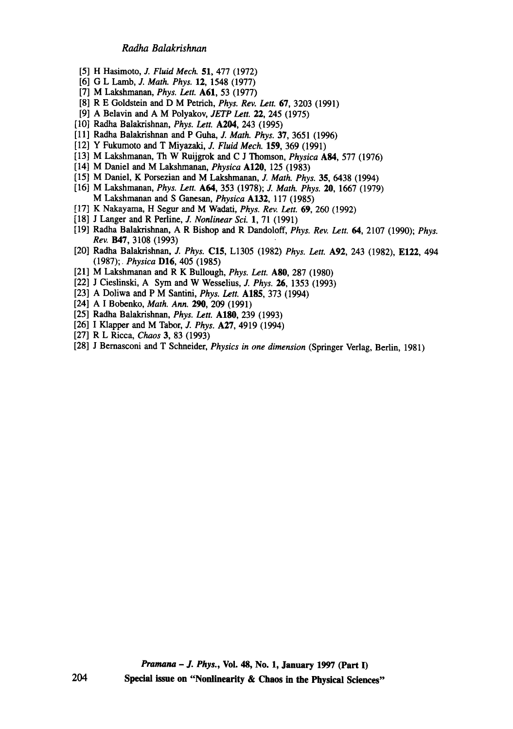[5] H Hasimoto, *J. Fluid Mech.* **51**, 477 (1972)
[6] G L Lamb, *J. Math. Phys.* **12**, 1548 (1977)
[7] M Lakshmanan, *Phys. Lett.* **A61**, 53 (1977)
[8] R E Goldstein and D M Petrich, *Phys. Rev. Lett.* **67**, 3203 (1991)
[9] A Belavin and A M Polyakov, *JETP Lett.* **22**, 245 (1975)
[10] Radha Balakrishnan, *Phys. Lett.* **A204**, 243 (1995)
[11] Radha Balakrishnan and P Guha, *J. Math. Phys.* **37**, 3651 (1996)
[12] Y Fukumoto and T Miyazaki, *J. Fluid Mech.* **159**, 369 (1991)
[13] M Lakshmanan, Th W Ruijgrok and C J Thomson, *Physica* **A84**, 577 (1976)
[14] M Daniel and M Lakshmanan, *Physica* **A120**, 125 (1983)
[15] M Daniel, K Porsezian and M Lakshmanan, *J. Math. Phys.* **35**, 6438 (1994)
[16] M Lakshmanan, *Phys. Lett.* **A64**, 353 (1978); *J. Math. Phys.* **20**, 1667 (1979)
M Lakshmanan and S Ganesan, *Physica* **A132**, 117 (1985)
[17] K Nakayama, H Segur and M Wadati, *Phys. Rev. Lett.* **69**, 260 (1992)
[18] J Langer and R Perline, *J. Nonlinear Sci.* **1**, 71 (1991)
[19] Radha Balakrishnan, A R Bishop and R Dandoloff, *Phys. Rev. Lett.* **64**, 2107 (1990); *Phys. Rev.* **B47**, 3108 (1993)
[20] Radha Balakrishnan, *J. Phys.* **C15**, L1305 (1982) *Phys. Lett.* **A92**, 243 (1982), **E122**, 494 (1987); *Physica* **D16**, 405 (1985)
[21] M Lakshmanan and R K Bullough, *Phys. Lett.* **A80**, 287 (1980)
[22] J Cieslinski, A Sym and W Wesselius, *J. Phys.* **26**, 1353 (1993)
[23] A Doliwa and P M Santini, *Phys. Lett.* **A185**, 373 (1994)
[24] A I Bobenko, *Math. Ann.* **290**, 209 (1991)
[25] Radha Balakrishnan, *Phys. Lett.* **A180**, 239 (1993)
[26] I Klapper and M Tabor, *J. Phys.* **A27**, 4919 (1994)
[27] R L Ricca, *Chaos* **3**, 83 (1993)
[28] J Bernasconi and T Schneider, *Physics in one dimension* (Springer Verlag, Berlin, 1981)